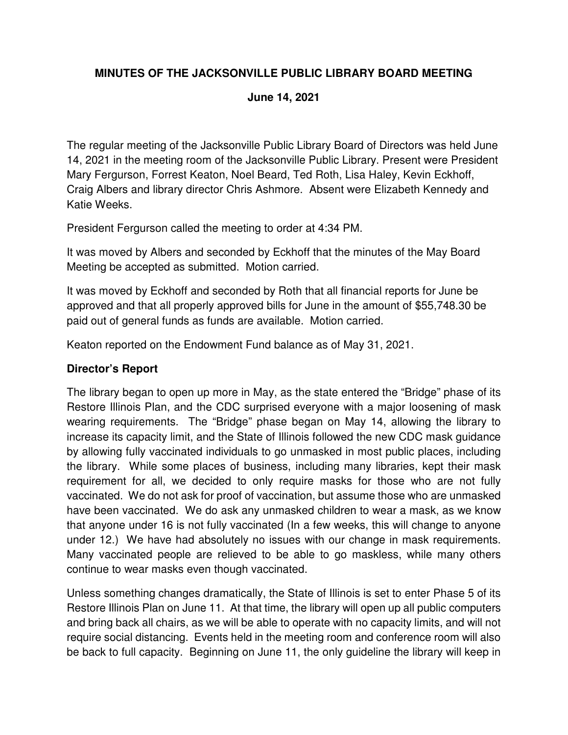# MINUTES OF THE JACKSONVILLE PUBLIC LIBRARY BOARD MEETING

## June 14, 2021

The regular meeting of the Jacksonville Public Library Board of Directors was held June 14, 2021 in the meeting room of the Jacksonville Public Library. Present were President Mary Fergurson, Forrest Keaton, Noel Beard, Ted Roth, Lisa Haley, Kevin Eckhoff, Craig Albers and library director Chris Ashmore. Absent were Elizabeth Kennedy and Katie Weeks.

President Fergurson called the meeting to order at 4:34 PM.

It was moved by Albers and seconded by Eckhoff that the minutes of the May Board Meeting be accepted as submitted. Motion carried.

It was moved by Eckhoff and seconded by Roth that all financial reports for June be approved and that all properly approved bills for June in the amount of $55,748.30 be paid out of general funds as funds are available. Motion carried.

Keaton reported on the Endowment Fund balance as of May 31, 2021.

### Director's Report

The library began to open up more in May, as the state entered the "Bridge" phase of its Restore Illinois Plan, and the CDC surprised everyone with a major loosening of mask wearing requirements. The "Bridge" phase began on May 14, allowing the library to increase its capacity limit, and the State of Illinois followed the new CDC mask guidance by allowing fully vaccinated individuals to go unmasked in most public places, including the library. While some places of business, including many libraries, kept their mask requirement for all, we decided to only require masks for those who are not fully vaccinated. We do not ask for proof of vaccination, but assume those who are unmasked have been vaccinated. We do ask any unmasked children to wear a mask, as we know that anyone under 16 is not fully vaccinated (In a few weeks, this will change to anyone under 12.) We have had absolutely no issues with our change in mask requirements. Many vaccinated people are relieved to be able to go maskless, while many others continue to wear masks even though vaccinated.

Unless something changes dramatically, the State of Illinois is set to enter Phase 5 of its Restore Illinois Plan on June 11. At that time, the library will open up all public computers and bring back all chairs, as we will be able to operate with no capacity limits, and will not require social distancing. Events held in the meeting room and conference room will also be back to full capacity. Beginning on June 11, the only guideline the library will keep in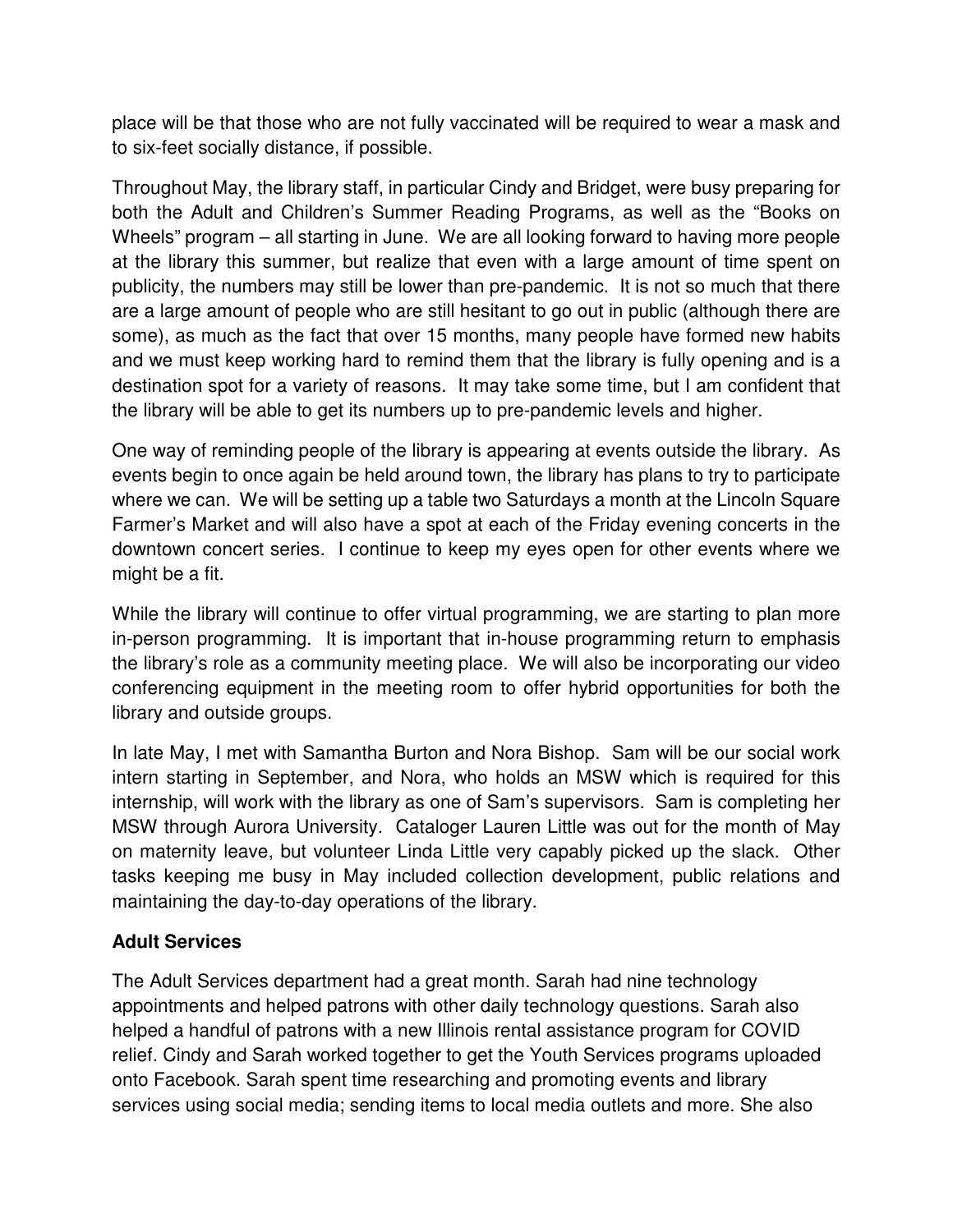place will be that those who are not fully vaccinated will be required to wear a mask and to six-feet socially distance, if possible.

Throughout May, the library staff, in particular Cindy and Bridget, were busy preparing for both the Adult and Children's Summer Reading Programs, as well as the "Books on Wheels" program – all starting in June. We are all looking forward to having more people at the library this summer, but realize that even with a large amount of time spent on publicity, the numbers may still be lower than pre-pandemic. It is not so much that there are a large amount of people who are still hesitant to go out in public (although there are some), as much as the fact that over 15 months, many people have formed new habits and we must keep working hard to remind them that the library is fully opening and is a destination spot for a variety of reasons. It may take some time, but I am confident that the library will be able to get its numbers up to pre-pandemic levels and higher.

One way of reminding people of the library is appearing at events outside the library. As events begin to once again be held around town, the library has plans to try to participate where we can. We will be setting up a table two Saturdays a month at the Lincoln Square Farmer's Market and will also have a spot at each of the Friday evening concerts in the downtown concert series. I continue to keep my eyes open for other events where we might be a fit.

While the library will continue to offer virtual programming, we are starting to plan more in-person programming. It is important that in-house programming return to emphasis the library's role as a community meeting place. We will also be incorporating our video conferencing equipment in the meeting room to offer hybrid opportunities for both the library and outside groups.

In late May, I met with Samantha Burton and Nora Bishop. Sam will be our social work intern starting in September, and Nora, who holds an MSW which is required for this internship, will work with the library as one of Sam's supervisors. Sam is completing her MSW through Aurora University. Cataloger Lauren Little was out for the month of May on maternity leave, but volunteer Linda Little very capably picked up the slack. Other tasks keeping me busy in May included collection development, public relations and maintaining the day-to-day operations of the library.

**Adult Services**

The Adult Services department had a great month. Sarah had nine technology appointments and helped patrons with other daily technology questions. Sarah also helped a handful of patrons with a new Illinois rental assistance program for COVID relief. Cindy and Sarah worked together to get the Youth Services programs uploaded onto Facebook. Sarah spent time researching and promoting events and library services using social media; sending items to local media outlets and more. She also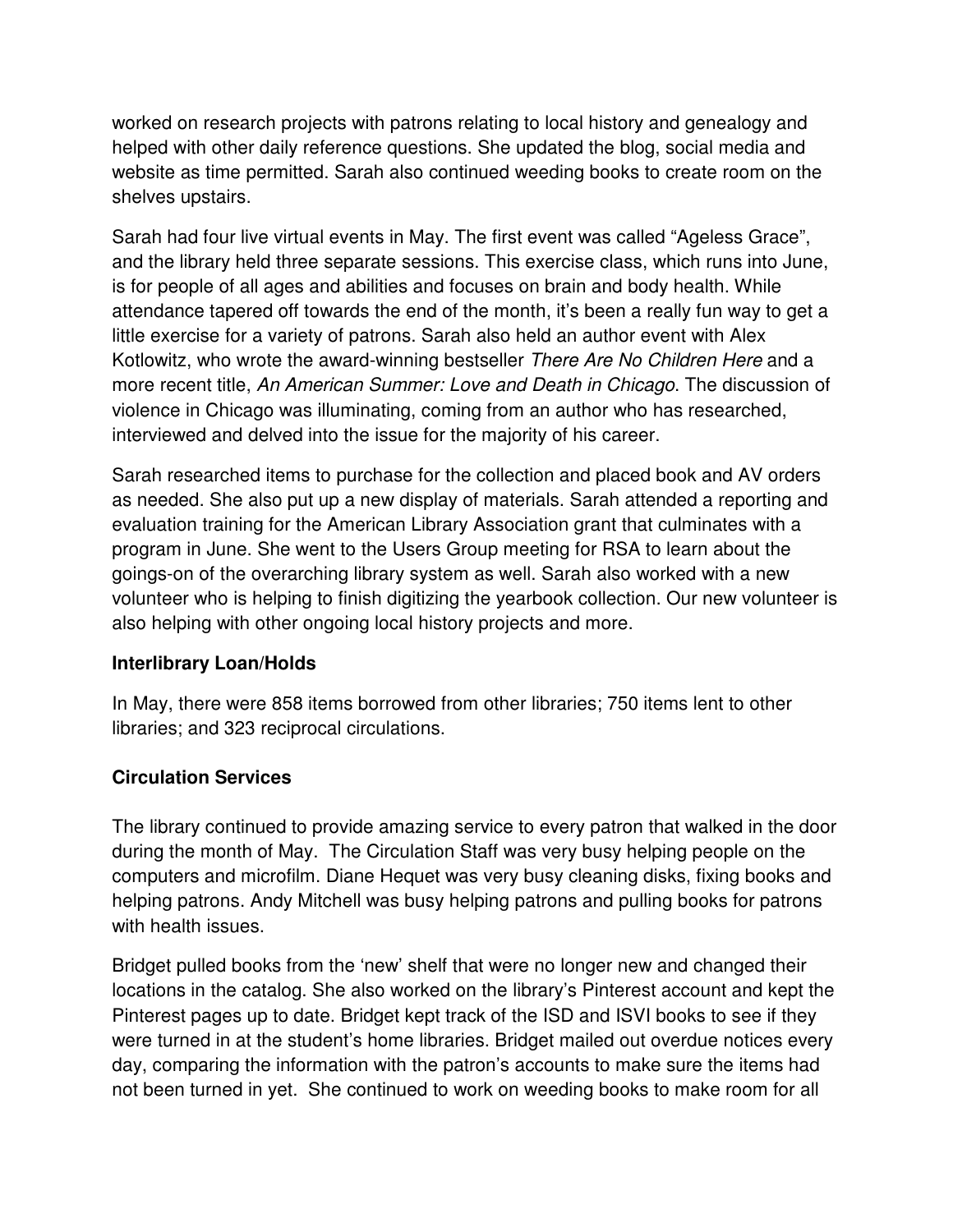worked on research projects with patrons relating to local history and genealogy and helped with other daily reference questions. She updated the blog, social media and website as time permitted. Sarah also continued weeding books to create room on the shelves upstairs.

Sarah had four live virtual events in May. The first event was called "Ageless Grace", and the library held three separate sessions. This exercise class, which runs into June, is for people of all ages and abilities and focuses on brain and body health. While attendance tapered off towards the end of the month, it's been a really fun way to get a little exercise for a variety of patrons. Sarah also held an author event with Alex Kotlowitz, who wrote the award-winning bestseller *There Are No Children Here* and a more recent title, *An American Summer: Love and Death in Chicago*. The discussion of violence in Chicago was illuminating, coming from an author who has researched, interviewed and delved into the issue for the majority of his career.

Sarah researched items to purchase for the collection and placed book and AV orders as needed. She also put up a new display of materials. Sarah attended a reporting and evaluation training for the American Library Association grant that culminates with a program in June. She went to the Users Group meeting for RSA to learn about the goings-on of the overarching library system as well. Sarah also worked with a new volunteer who is helping to finish digitizing the yearbook collection. Our new volunteer is also helping with other ongoing local history projects and more.

**Interlibrary Loan/Holds**

In May, there were 858 items borrowed from other libraries; 750 items lent to other libraries; and 323 reciprocal circulations.

**Circulation Services**

The library continued to provide amazing service to every patron that walked in the door during the month of May. The Circulation Staff was very busy helping people on the computers and microfilm. Diane Hequet was very busy cleaning disks, fixing books and helping patrons. Andy Mitchell was busy helping patrons and pulling books for patrons with health issues.

Bridget pulled books from the 'new' shelf that were no longer new and changed their locations in the catalog. She also worked on the library's Pinterest account and kept the Pinterest pages up to date. Bridget kept track of the ISD and ISVI books to see if they were turned in at the student's home libraries. Bridget mailed out overdue notices every day, comparing the information with the patron's accounts to make sure the items had not been turned in yet. She continued to work on weeding books to make room for all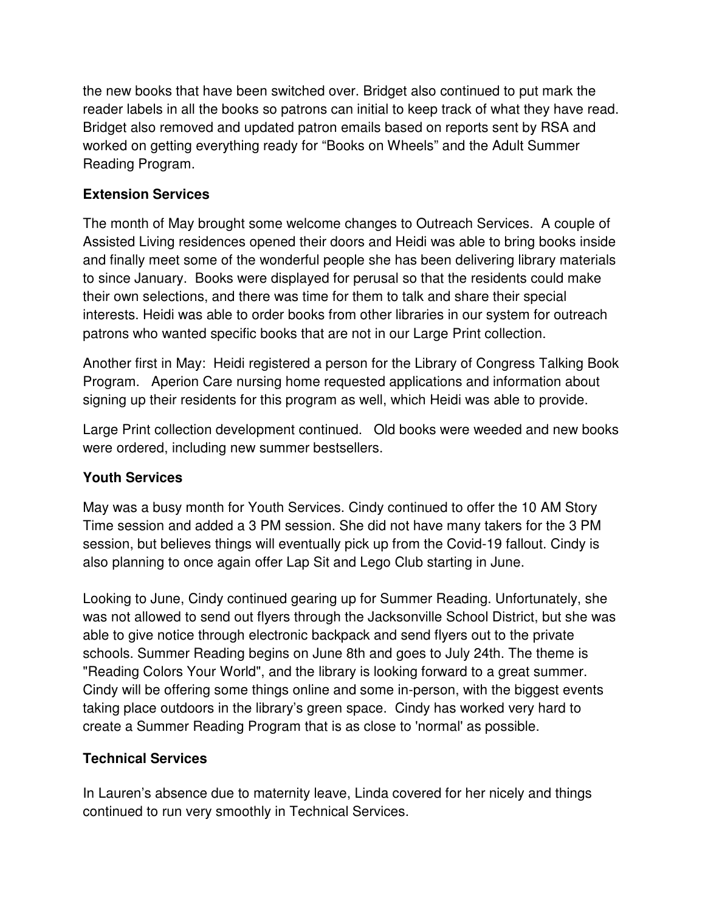the new books that have been switched over. Bridget also continued to put mark the reader labels in all the books so patrons can initial to keep track of what they have read. Bridget also removed and updated patron emails based on reports sent by RSA and worked on getting everything ready for "Books on Wheels" and the Adult Summer Reading Program.

**Extension Services**

The month of May brought some welcome changes to Outreach Services. A couple of Assisted Living residences opened their doors and Heidi was able to bring books inside and finally meet some of the wonderful people she has been delivering library materials to since January. Books were displayed for perusal so that the residents could make their own selections, and there was time for them to talk and share their special interests. Heidi was able to order books from other libraries in our system for outreach patrons who wanted specific books that are not in our Large Print collection.

Another first in May: Heidi registered a person for the Library of Congress Talking Book Program. Aperion Care nursing home requested applications and information about signing up their residents for this program as well, which Heidi was able to provide.

Large Print collection development continued. Old books were weeded and new books were ordered, including new summer bestsellers.

**Youth Services**

May was a busy month for Youth Services. Cindy continued to offer the 10 AM Story Time session and added a 3 PM session. She did not have many takers for the 3 PM session, but believes things will eventually pick up from the Covid-19 fallout. Cindy is also planning to once again offer Lap Sit and Lego Club starting in June.

Looking to June, Cindy continued gearing up for Summer Reading. Unfortunately, she was not allowed to send out flyers through the Jacksonville School District, but she was able to give notice through electronic backpack and send flyers out to the private schools. Summer Reading begins on June 8th and goes to July 24th. The theme is "Reading Colors Your World", and the library is looking forward to a great summer. Cindy will be offering some things online and some in-person, with the biggest events taking place outdoors in the library's green space. Cindy has worked very hard to create a Summer Reading Program that is as close to 'normal' as possible.

**Technical Services**

In Lauren's absence due to maternity leave, Linda covered for her nicely and things continued to run very smoothly in Technical Services.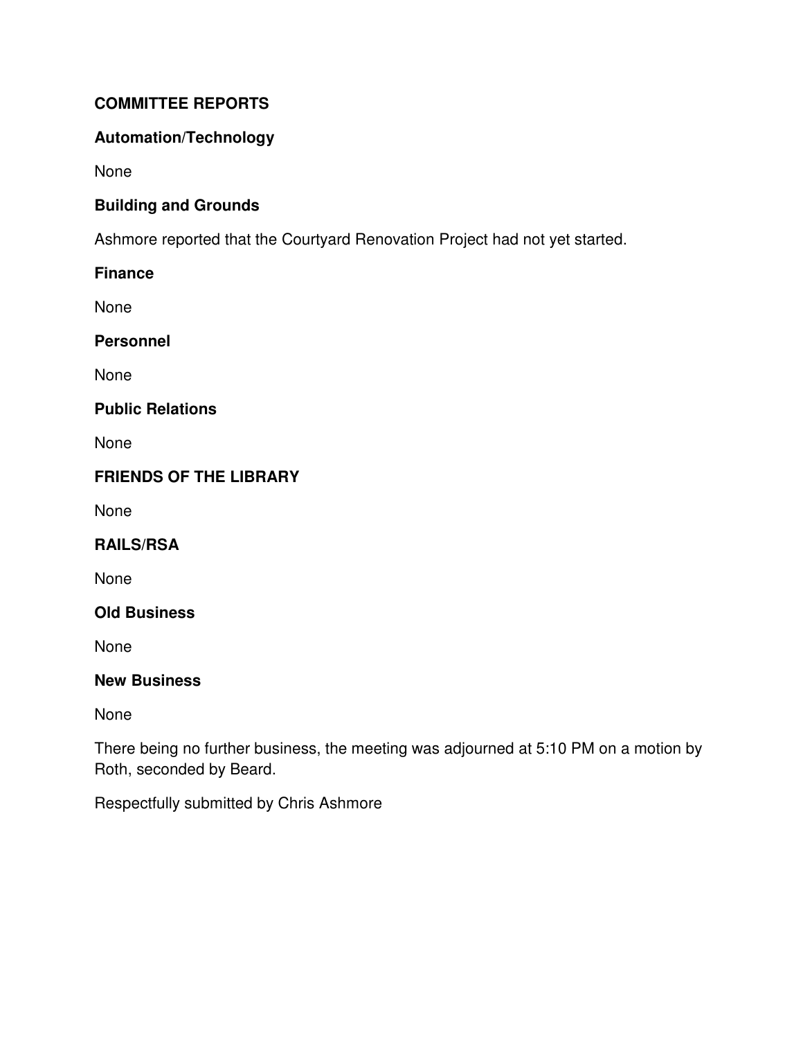## COMMITTEE REPORTS

### Automation/Technology

None

### Building and Grounds

Ashmore reported that the Courtyard Renovation Project had not yet started.

### Finance

None

### Personnel

None

### Public Relations

None

## FRIENDS OF THE LIBRARY

None

## RAILS/RSA

None

### Old Business

None

### New Business

None

There being no further business, the meeting was adjourned at 5:10 PM on a motion by Roth, seconded by Beard.

Respectfully submitted by Chris Ashmore